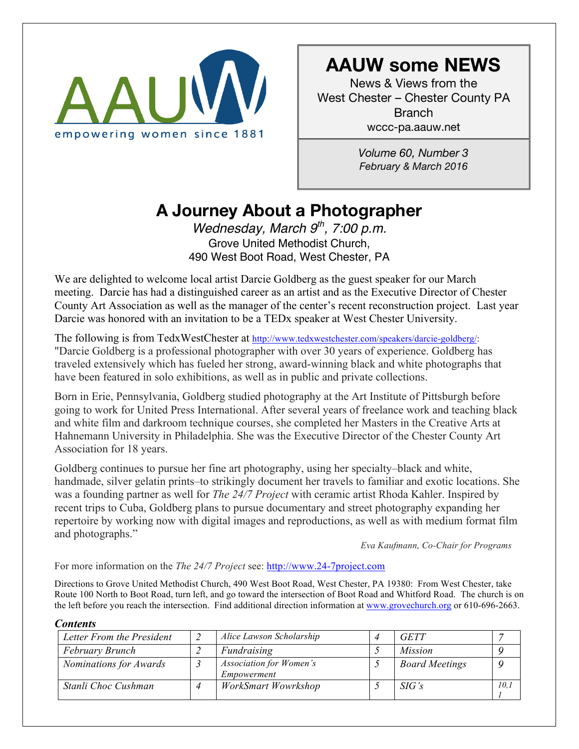AAUW
empowering women since 1881

# AAUW some NEWS

News & Views from the
West Chester – Chester County PA
Branch
wccc-pa.aauw.net

*Volume 60, Number 3*
*February & March 2016*

## A Journey About a Photographer

*Wednesday, March 9th, 7:00 p.m.*
Grove United Methodist Church,
490 West Boot Road, West Chester, PA

We are delighted to welcome local artist Darcie Goldberg as the guest speaker for our March meeting. Darcie has had a distinguished career as an artist and as the Executive Director of Chester County Art Association as well as the manager of the center's recent reconstruction project. Last year Darcie was honored with an invitation to be a TEDx speaker at West Chester University.

The following is from TedxWestChester at http://www.tedxwestchester.com/speakers/darcie-goldberg/: "Darcie Goldberg is a professional photographer with over 30 years of experience. Goldberg has traveled extensively which has fueled her strong, award-winning black and white photographs that have been featured in solo exhibitions, as well as in public and private collections.

Born in Erie, Pennsylvania, Goldberg studied photography at the Art Institute of Pittsburgh before going to work for United Press International. After several years of freelance work and teaching black and white film and darkroom technique courses, she completed her Masters in the Creative Arts at Hahnemann University in Philadelphia. She was the Executive Director of the Chester County Art Association for 18 years.

Goldberg continues to pursue her fine art photography, using her specialty–black and white, handmade, silver gelatin prints–to strikingly document her travels to familiar and exotic locations. She was a founding partner as well for *The 24/7 Project* with ceramic artist Rhoda Kahler. Inspired by recent trips to Cuba, Goldberg plans to pursue documentary and street photography expanding her repertoire by working now with digital images and reproductions, as well as with medium format film and photographs."

*Eva Kaufmann, Co-Chair for Programs*

For more information on the *The 24/7 Project* see: http://www.24-7project.com

Directions to Grove United Methodist Church, 490 West Boot Road, West Chester, PA 19380: From West Chester, take Route 100 North to Boot Road, turn left, and go toward the intersection of Boot Road and Whitford Road. The church is on the left before you reach the intersection. Find additional direction information at www.grovechurch.org or 610-696-2663.

***Contents***

| | | | | | |
|---|---|---|---|---|---|
| *Letter From the President* | *2* | *Alice Lawson Scholarship* | *4* | *GETT* | *7* |
| *February Brunch* | *2* | *Fundraising* | *5* | *Mission* | *9* |
| *Nominations for Awards* | *3* | *Association for Women's Empowerment* | *5* | *Board Meetings* | *9* |
| *Stanli Choc Cushman* | *4* | *WorkSmart Wowrkshop* | *5* | *SIG's* | *10,11* |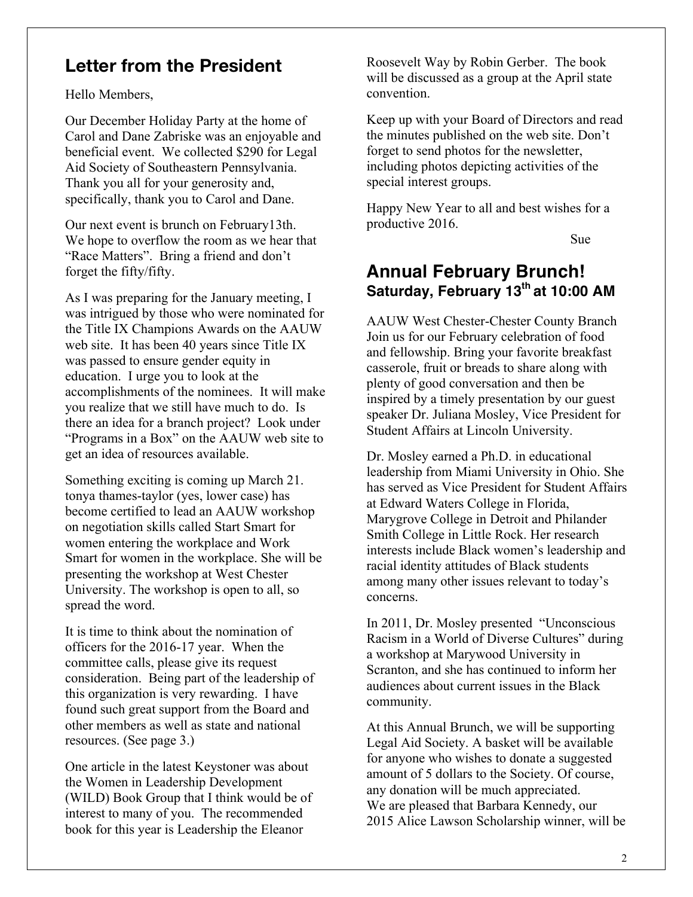## Letter from the President

Hello Members,

Our December Holiday Party at the home of Carol and Dane Zabriske was an enjoyable and beneficial event. We collected $290 for Legal Aid Society of Southeastern Pennsylvania. Thank you all for your generosity and, specifically, thank you to Carol and Dane.

Our next event is brunch on February13th. We hope to overflow the room as we hear that "Race Matters". Bring a friend and don't forget the fifty/fifty.

As I was preparing for the January meeting, I was intrigued by those who were nominated for the Title IX Champions Awards on the AAUW web site. It has been 40 years since Title IX was passed to ensure gender equity in education. I urge you to look at the accomplishments of the nominees. It will make you realize that we still have much to do. Is there an idea for a branch project? Look under "Programs in a Box" on the AAUW web site to get an idea of resources available.

Something exciting is coming up March 21. tonya thames-taylor (yes, lower case) has become certified to lead an AAUW workshop on negotiation skills called Start Smart for women entering the workplace and Work Smart for women in the workplace. She will be presenting the workshop at West Chester University. The workshop is open to all, so spread the word.

It is time to think about the nomination of officers for the 2016-17 year. When the committee calls, please give its request consideration. Being part of the leadership of this organization is very rewarding. I have found such great support from the Board and other members as well as state and national resources. (See page 3.)

One article in the latest Keystoner was about the Women in Leadership Development (WILD) Book Group that I think would be of interest to many of you. The recommended book for this year is Leadership the Eleanor Roosevelt Way by Robin Gerber. The book will be discussed as a group at the April state convention.

Keep up with your Board of Directors and read the minutes published on the web site. Don't forget to send photos for the newsletter, including photos depicting activities of the special interest groups.

Happy New Year to all and best wishes for a productive 2016.

Sue

## Annual February Brunch!

### Saturday, February 13th at 10:00 AM

AAUW West Chester-Chester County Branch Join us for our February celebration of food and fellowship. Bring your favorite breakfast casserole, fruit or breads to share along with plenty of good conversation and then be inspired by a timely presentation by our guest speaker Dr. Juliana Mosley, Vice President for Student Affairs at Lincoln University.

Dr. Mosley earned a Ph.D. in educational leadership from Miami University in Ohio. She has served as Vice President for Student Affairs at Edward Waters College in Florida, Marygrove College in Detroit and Philander Smith College in Little Rock. Her research interests include Black women's leadership and racial identity attitudes of Black students among many other issues relevant to today's concerns.

In 2011, Dr. Mosley presented "Unconscious Racism in a World of Diverse Cultures" during a workshop at Marywood University in Scranton, and she has continued to inform her audiences about current issues in the Black community.

At this Annual Brunch, we will be supporting Legal Aid Society. A basket will be available for anyone who wishes to donate a suggested amount of 5 dollars to the Society. Of course, any donation will be much appreciated.
We are pleased that Barbara Kennedy, our 2015 Alice Lawson Scholarship winner, will be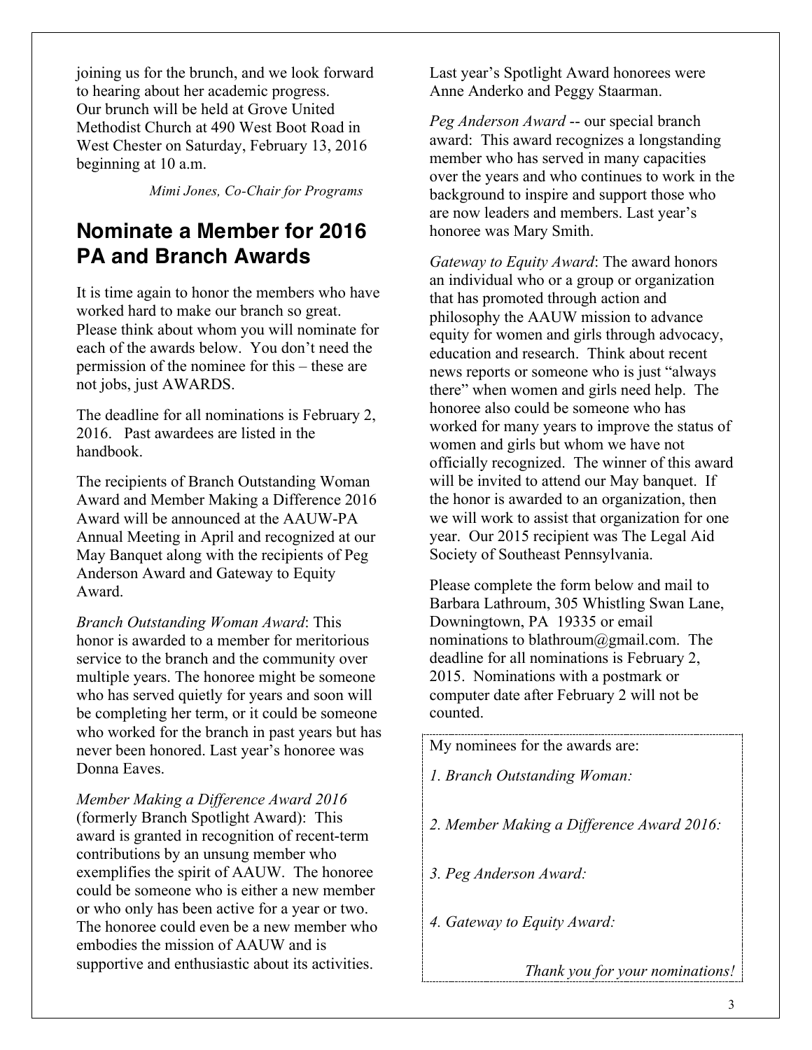joining us for the brunch, and we look forward to hearing about her academic progress. Our brunch will be held at Grove United Methodist Church at 490 West Boot Road in West Chester on Saturday, February 13, 2016 beginning at 10 a.m.

*Mimi Jones, Co-Chair for Programs*

## Nominate a Member for 2016 PA and Branch Awards

It is time again to honor the members who have worked hard to make our branch so great. Please think about whom you will nominate for each of the awards below. You don't need the permission of the nominee for this – these are not jobs, just AWARDS.

The deadline for all nominations is February 2, 2016. Past awardees are listed in the handbook.

The recipients of Branch Outstanding Woman Award and Member Making a Difference 2016 Award will be announced at the AAUW-PA Annual Meeting in April and recognized at our May Banquet along with the recipients of Peg Anderson Award and Gateway to Equity Award.

*Branch Outstanding Woman Award*: This honor is awarded to a member for meritorious service to the branch and the community over multiple years. The honoree might be someone who has served quietly for years and soon will be completing her term, or it could be someone who worked for the branch in past years but has never been honored. Last year's honoree was Donna Eaves.

*Member Making a Difference Award 2016* (formerly Branch Spotlight Award): This award is granted in recognition of recent-term contributions by an unsung member who exemplifies the spirit of AAUW. The honoree could be someone who is either a new member or who only has been active for a year or two. The honoree could even be a new member who embodies the mission of AAUW and is supportive and enthusiastic about its activities. Last year's Spotlight Award honorees were Anne Anderko and Peggy Staarman.

*Peg Anderson Award* -- our special branch award: This award recognizes a longstanding member who has served in many capacities over the years and who continues to work in the background to inspire and support those who are now leaders and members. Last year's honoree was Mary Smith.

*Gateway to Equity Award*: The award honors an individual who or a group or organization that has promoted through action and philosophy the AAUW mission to advance equity for women and girls through advocacy, education and research. Think about recent news reports or someone who is just "always there" when women and girls need help. The honoree also could be someone who has worked for many years to improve the status of women and girls but whom we have not officially recognized. The winner of this award will be invited to attend our May banquet. If the honor is awarded to an organization, then we will work to assist that organization for one year. Our 2015 recipient was The Legal Aid Society of Southeast Pennsylvania.

Please complete the form below and mail to Barbara Lathroum, 305 Whistling Swan Lane, Downingtown, PA 19335 or email nominations to blathroum@gmail.com. The deadline for all nominations is February 2, 2015. Nominations with a postmark or computer date after February 2 will not be counted.

My nominees for the awards are:

*1. Branch Outstanding Woman:*

*2. Member Making a Difference Award 2016:*

*3. Peg Anderson Award:*

*4. Gateway to Equity Award:*

*Thank you for your nominations!*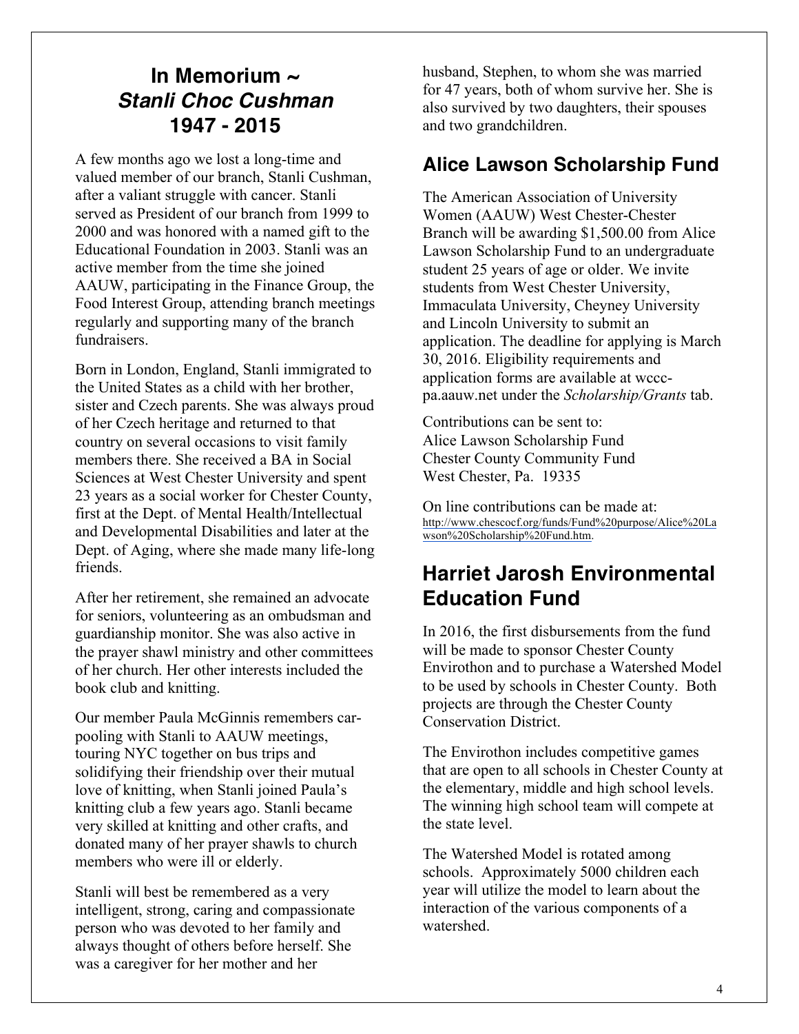## In Memorium ~ *Stanli Choc Cushman* 1947 - 2015

A few months ago we lost a long-time and valued member of our branch, Stanli Cushman, after a valiant struggle with cancer. Stanli served as President of our branch from 1999 to 2000 and was honored with a named gift to the Educational Foundation in 2003. Stanli was an active member from the time she joined AAUW, participating in the Finance Group, the Food Interest Group, attending branch meetings regularly and supporting many of the branch fundraisers.

Born in London, England, Stanli immigrated to the United States as a child with her brother, sister and Czech parents. She was always proud of her Czech heritage and returned to that country on several occasions to visit family members there. She received a BA in Social Sciences at West Chester University and spent 23 years as a social worker for Chester County, first at the Dept. of Mental Health/Intellectual and Developmental Disabilities and later at the Dept. of Aging, where she made many life-long friends.

After her retirement, she remained an advocate for seniors, volunteering as an ombudsman and guardianship monitor. She was also active in the prayer shawl ministry and other committees of her church. Her other interests included the book club and knitting.

Our member Paula McGinnis remembers car-pooling with Stanli to AAUW meetings, touring NYC together on bus trips and solidifying their friendship over their mutual love of knitting, when Stanli joined Paula's knitting club a few years ago. Stanli became very skilled at knitting and other crafts, and donated many of her prayer shawls to church members who were ill or elderly.

Stanli will best be remembered as a very intelligent, strong, caring and compassionate person who was devoted to her family and always thought of others before herself. She was a caregiver for her mother and her husband, Stephen, to whom she was married for 47 years, both of whom survive her. She is also survived by two daughters, their spouses and two grandchildren.

## Alice Lawson Scholarship Fund

The American Association of University Women (AAUW) West Chester-Chester Branch will be awarding $1,500.00 from Alice Lawson Scholarship Fund to an undergraduate student 25 years of age or older. We invite students from West Chester University, Immaculata University, Cheyney University and Lincoln University to submit an application. The deadline for applying is March 30, 2016. Eligibility requirements and application forms are available at wccc-pa.aauw.net under the *Scholarship/Grants* tab.

Contributions can be sent to:
Alice Lawson Scholarship Fund
Chester County Community Fund
West Chester, Pa. 19335

On line contributions can be made at:
http://www.chescocf.org/funds/Fund%20purpose/Alice%20Lawson%20Scholarship%20Fund.htm.

## Harriet Jarosh Environmental Education Fund

In 2016, the first disbursements from the fund will be made to sponsor Chester County Envirothon and to purchase a Watershed Model to be used by schools in Chester County. Both projects are through the Chester County Conservation District.

The Envirothon includes competitive games that are open to all schools in Chester County at the elementary, middle and high school levels. The winning high school team will compete at the state level.

The Watershed Model is rotated among schools. Approximately 5000 children each year will utilize the model to learn about the interaction of the various components of a watershed.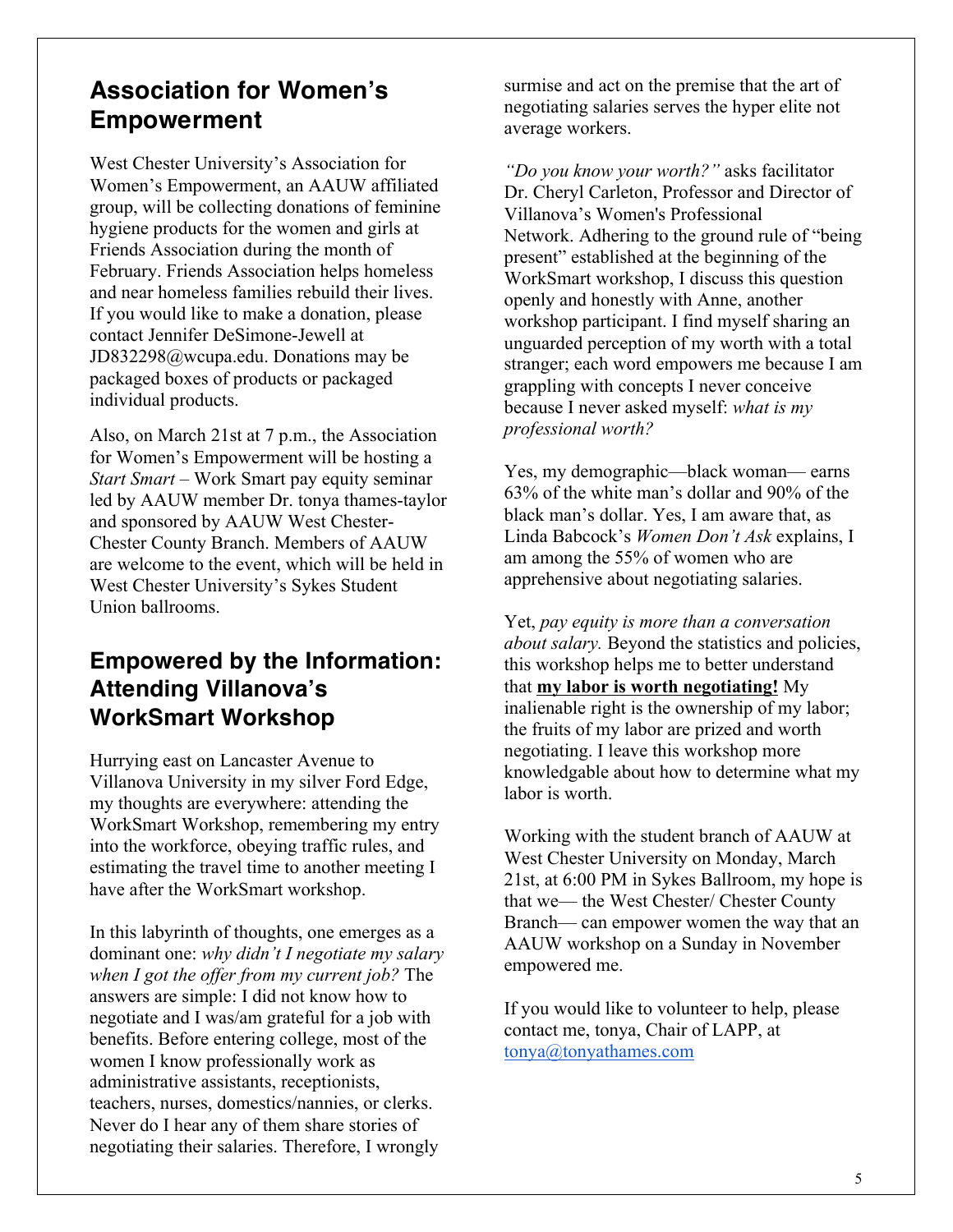## Association for Women's Empowerment

West Chester University's Association for Women's Empowerment, an AAUW affiliated group, will be collecting donations of feminine hygiene products for the women and girls at Friends Association during the month of February. Friends Association helps homeless and near homeless families rebuild their lives. If you would like to make a donation, please contact Jennifer DeSimone-Jewell at JD832298@wcupa.edu. Donations may be packaged boxes of products or packaged individual products.

Also, on March 21st at 7 p.m., the Association for Women's Empowerment will be hosting a *Start Smart* – Work Smart pay equity seminar led by AAUW member Dr. tonya thames-taylor and sponsored by AAUW West Chester-Chester County Branch. Members of AAUW are welcome to the event, which will be held in West Chester University's Sykes Student Union ballrooms.

## Empowered by the Information: Attending Villanova's WorkSmart Workshop

Hurrying east on Lancaster Avenue to Villanova University in my silver Ford Edge, my thoughts are everywhere: attending the WorkSmart Workshop, remembering my entry into the workforce, obeying traffic rules, and estimating the travel time to another meeting I have after the WorkSmart workshop.

In this labyrinth of thoughts, one emerges as a dominant one: *why didn't I negotiate my salary when I got the offer from my current job?* The answers are simple: I did not know how to negotiate and I was/am grateful for a job with benefits. Before entering college, most of the women I know professionally work as administrative assistants, receptionists, teachers, nurses, domestics/nannies, or clerks. Never do I hear any of them share stories of negotiating their salaries. Therefore, I wrongly surmise and act on the premise that the art of negotiating salaries serves the hyper elite not average workers.

*"Do you know your worth?"* asks facilitator Dr. Cheryl Carleton, Professor and Director of Villanova's Women's Professional Network. Adhering to the ground rule of "being present" established at the beginning of the WorkSmart workshop, I discuss this question openly and honestly with Anne, another workshop participant. I find myself sharing an unguarded perception of my worth with a total stranger; each word empowers me because I am grappling with concepts I never conceive because I never asked myself: *what is my professional worth?*

Yes, my demographic—black woman— earns 63% of the white man's dollar and 90% of the black man's dollar. Yes, I am aware that, as Linda Babcock's *Women Don't Ask* explains, I am among the 55% of women who are apprehensive about negotiating salaries.

Yet, *pay equity is more than a conversation about salary.* Beyond the statistics and policies, this workshop helps me to better understand that **<u>my labor is worth negotiating!</u>** My inalienable right is the ownership of my labor; the fruits of my labor are prized and worth negotiating. I leave this workshop more knowledgable about how to determine what my labor is worth.

Working with the student branch of AAUW at West Chester University on Monday, March 21st, at 6:00 PM in Sykes Ballroom, my hope is that we— the West Chester/ Chester County Branch— can empower women the way that an AAUW workshop on a Sunday in November empowered me.

If you would like to volunteer to help, please contact me, tonya, Chair of LAPP, at tonya@tonyathames.com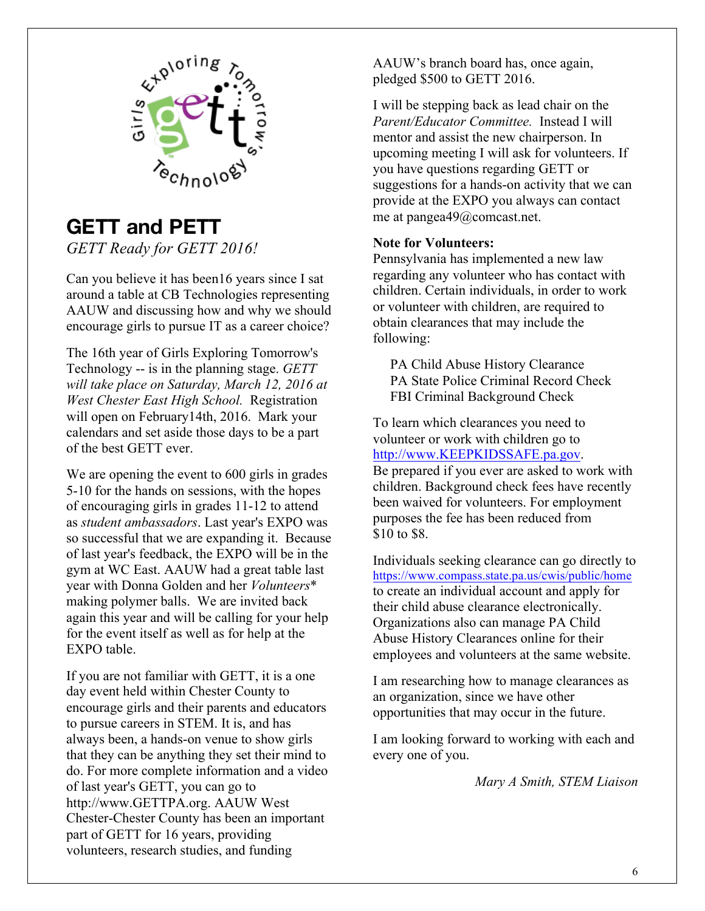## GETT and PETT

*GETT Ready for GETT 2016!*

Can you believe it has been16 years since I sat around a table at CB Technologies representing AAUW and discussing how and why we should encourage girls to pursue IT as a career choice?

The 16th year of Girls Exploring Tomorrow's Technology -- is in the planning stage. *GETT will take place on Saturday, March 12, 2016 at West Chester East High School.* Registration will open on February14th, 2016. Mark your calendars and set aside those days to be a part of the best GETT ever.

We are opening the event to 600 girls in grades 5-10 for the hands on sessions, with the hopes of encouraging girls in grades 11-12 to attend as *student ambassadors*. Last year's EXPO was so successful that we are expanding it. Because of last year's feedback, the EXPO will be in the gym at WC East. AAUW had a great table last year with Donna Golden and her *Volunteers** making polymer balls. We are invited back again this year and will be calling for your help for the event itself as well as for help at the EXPO table.

If you are not familiar with GETT, it is a one day event held within Chester County to encourage girls and their parents and educators to pursue careers in STEM. It is, and has always been, a hands-on venue to show girls that they can be anything they set their mind to do. For more complete information and a video of last year's GETT, you can go to http://www.GETTPA.org. AAUW West Chester-Chester County has been an important part of GETT for 16 years, providing volunteers, research studies, and funding

AAUW's branch board has, once again, pledged $500 to GETT 2016.

I will be stepping back as lead chair on the *Parent/Educator Committee.* Instead I will mentor and assist the new chairperson. In upcoming meeting I will ask for volunteers. If you have questions regarding GETT or suggestions for a hands-on activity that we can provide at the EXPO you always can contact me at pangea49@comcast.net.

**Note for Volunteers:**
Pennsylvania has implemented a new law regarding any volunteer who has contact with children. Certain individuals, in order to work or volunteer with children, are required to obtain clearances that may include the following:

PA Child Abuse History Clearance
PA State Police Criminal Record Check
FBI Criminal Background Check

To learn which clearances you need to volunteer or work with children go to http://www.KEEPKIDSSAFE.pa.gov.
Be prepared if you ever are asked to work with children. Background check fees have recently been waived for volunteers. For employment purposes the fee has been reduced from $10 to $8.

Individuals seeking clearance can go directly to https://www.compass.state.pa.us/cwis/public/home to create an individual account and apply for their child abuse clearance electronically. Organizations also can manage PA Child Abuse History Clearances online for their employees and volunteers at the same website.

I am researching how to manage clearances as an organization, since we have other opportunities that may occur in the future.

I am looking forward to working with each and every one of you.

*Mary A Smith, STEM Liaison*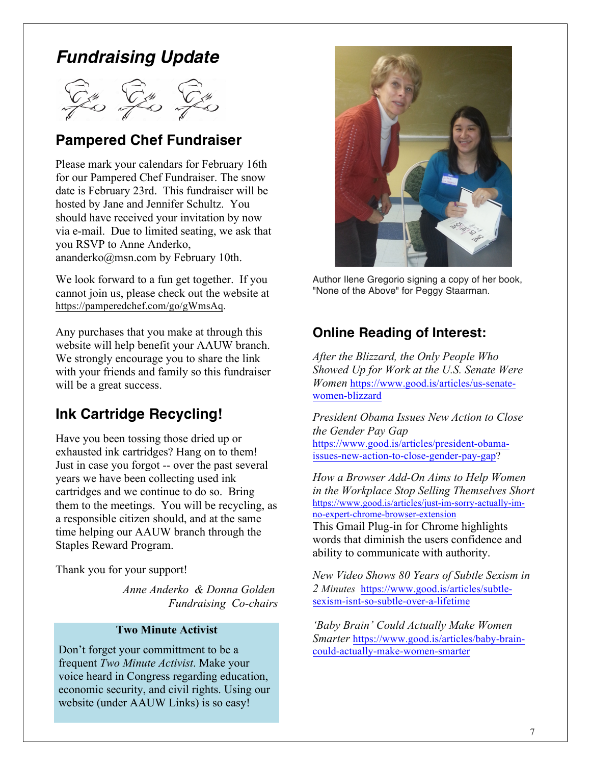# *Fundraising Update*

## Pampered Chef Fundraiser

Please mark your calendars for February 16th for our Pampered Chef Fundraiser. The snow date is February 23rd. This fundraiser will be hosted by Jane and Jennifer Schultz. You should have received your invitation by now via e-mail. Due to limited seating, we ask that you RSVP to Anne Anderko, ananderko@msn.com by February 10th.

We look forward to a fun get together. If you cannot join us, please check out the website at https://pamperedchef.com/go/gWmsAq.

Any purchases that you make at through this website will help benefit your AAUW branch. We strongly encourage you to share the link with your friends and family so this fundraiser will be a great success.

## Ink Cartridge Recycling!

Have you been tossing those dried up or exhausted ink cartridges? Hang on to them! Just in case you forgot -- over the past several years we have been collecting used ink cartridges and we continue to do so. Bring them to the meetings. You will be recycling, as a responsible citizen should, and at the same time helping our AAUW branch through the Staples Reward Program.

Thank you for your support!

*Anne Anderko & Donna Golden*
*Fundraising Co-chairs*

**Two Minute Activist**

Don't forget your committment to be a frequent *Two Minute Activist*. Make your voice heard in Congress regarding education, economic security, and civil rights. Using our website (under AAUW Links) is so easy!

Author Ilene Gregorio signing a copy of her book, "None of the Above" for Peggy Staarman.

## Online Reading of Interest:

*After the Blizzard, the Only People Who Showed Up for Work at the U.S. Senate Were Women* https://www.good.is/articles/us-senate-women-blizzard

*President Obama Issues New Action to Close the Gender Pay Gap* https://www.good.is/articles/president-obama-issues-new-action-to-close-gender-pay-gap?

*How a Browser Add-On Aims to Help Women in the Workplace Stop Selling Themselves Short* https://www.good.is/articles/just-im-sorry-actually-im-no-expert-chrome-browser-extension
This Gmail Plug-in for Chrome highlights words that diminish the users confidence and ability to communicate with authority.

*New Video Shows 80 Years of Subtle Sexism in 2 Minutes* https://www.good.is/articles/subtle-sexism-isnt-so-subtle-over-a-lifetime

*'Baby Brain' Could Actually Make Women Smarter* https://www.good.is/articles/baby-brain-could-actually-make-women-smarter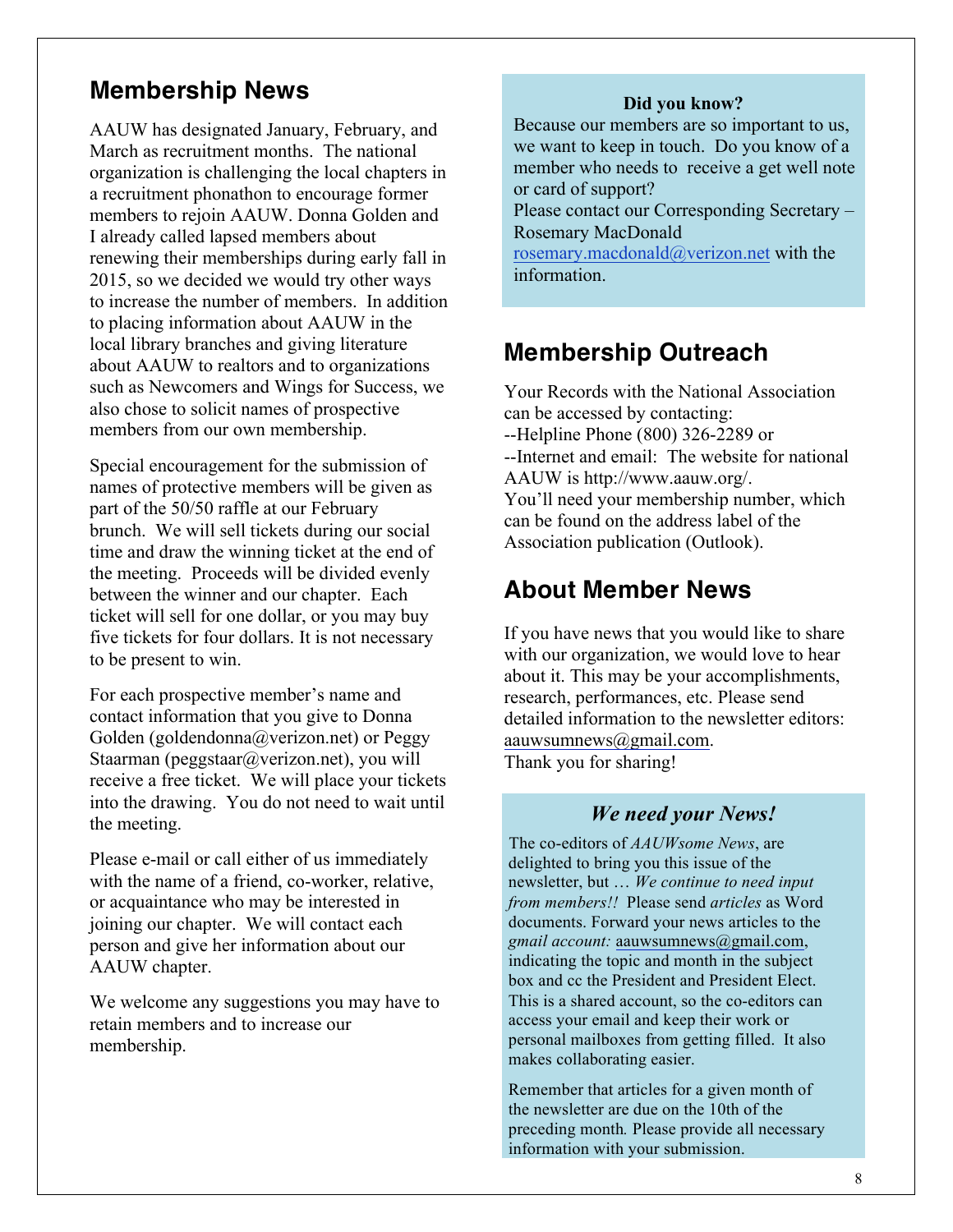## Membership News

AAUW has designated January, February, and March as recruitment months. The national organization is challenging the local chapters in a recruitment phonathon to encourage former members to rejoin AAUW. Donna Golden and I already called lapsed members about renewing their memberships during early fall in 2015, so we decided we would try other ways to increase the number of members. In addition to placing information about AAUW in the local library branches and giving literature about AAUW to realtors and to organizations such as Newcomers and Wings for Success, we also chose to solicit names of prospective members from our own membership.

Special encouragement for the submission of names of protective members will be given as part of the 50/50 raffle at our February brunch. We will sell tickets during our social time and draw the winning ticket at the end of the meeting. Proceeds will be divided evenly between the winner and our chapter. Each ticket will sell for one dollar, or you may buy five tickets for four dollars. It is not necessary to be present to win.

For each prospective member's name and contact information that you give to Donna Golden (goldendonna@verizon.net) or Peggy Staarman (peggstaar@verizon.net), you will receive a free ticket. We will place your tickets into the drawing. You do not need to wait until the meeting.

Please e-mail or call either of us immediately with the name of a friend, co-worker, relative, or acquaintance who may be interested in joining our chapter. We will contact each person and give her information about our AAUW chapter.

We welcome any suggestions you may have to retain members and to increase our membership.

**Did you know?**

Because our members are so important to us, we want to keep in touch. Do you know of a member who needs to receive a get well note or card of support?

Please contact our Corresponding Secretary – Rosemary MacDonald rosemary.macdonald@verizon.net with the information.

## Membership Outreach

Your Records with the National Association can be accessed by contacting:

--Helpline Phone (800) 326-2289 or

--Internet and email: The website for national AAUW is http://www.aauw.org/.

You'll need your membership number, which can be found on the address label of the Association publication (Outlook).

## About Member News

If you have news that you would like to share with our organization, we would love to hear about it. This may be your accomplishments, research, performances, etc. Please send detailed information to the newsletter editors: aauwsumnews@gmail.com.

Thank you for sharing!

### *We need your News!*

The co-editors of *AAUWsome News*, are delighted to bring you this issue of the newsletter, but … *We continue to need input from members!!* Please send *articles* as Word documents. Forward your news articles to the *gmail account:* aauwsumnews@gmail.com, indicating the topic and month in the subject box and cc the President and President Elect. This is a shared account, so the co-editors can access your email and keep their work or personal mailboxes from getting filled. It also makes collaborating easier.

Remember that articles for a given month of the newsletter are due on the 10th of the preceding month. Please provide all necessary information with your submission.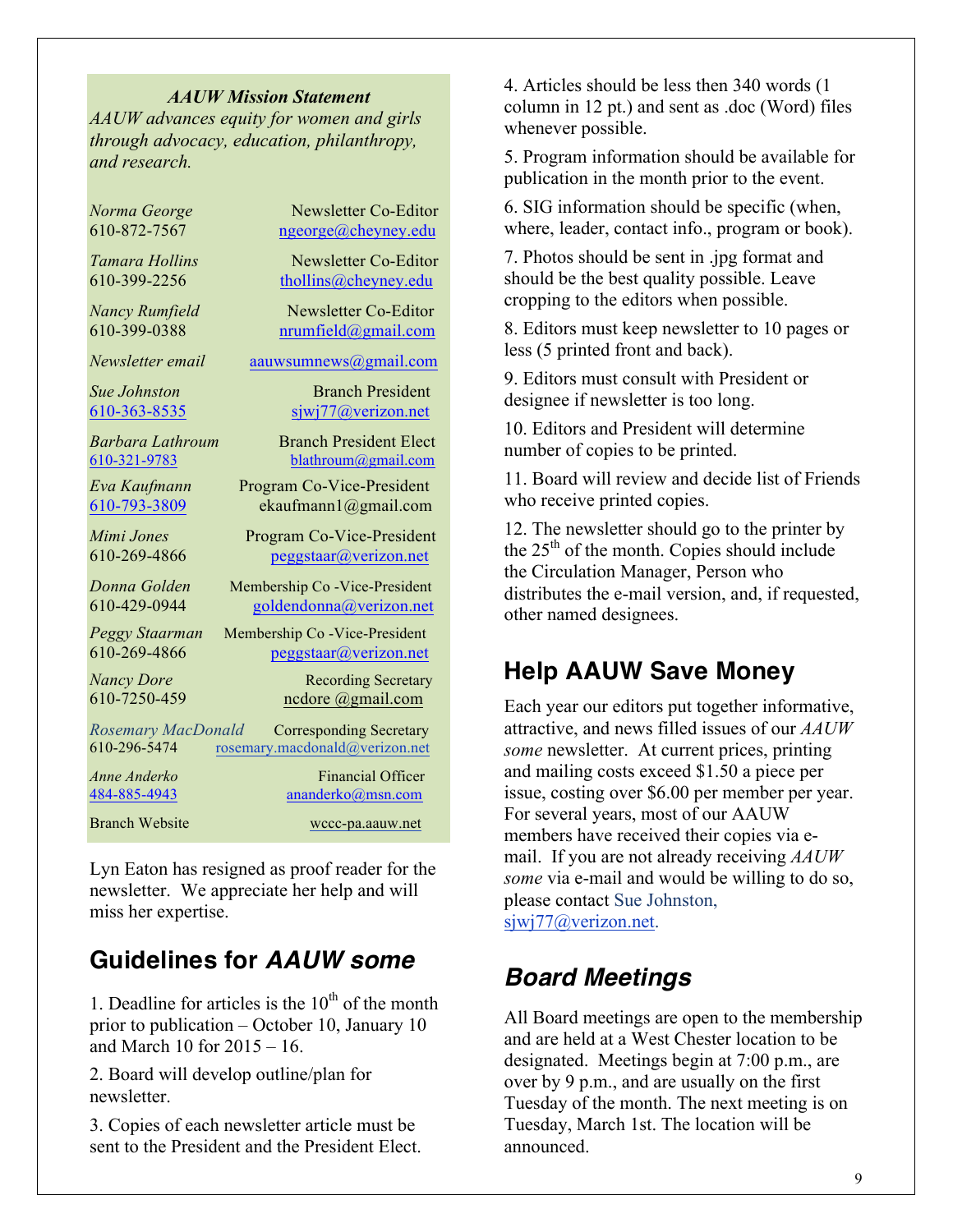***AAUW Mission Statement***

*AAUW advances equity for women and girls through advocacy, education, philanthropy, and research.*

| | |
|---|---|
| *Norma George* 610-872-7567 | Newsletter Co-Editor ngeorge@cheyney.edu |
| *Tamara Hollins* 610-399-2256 | Newsletter Co-Editor thollins@cheyney.edu |
| *Nancy Rumfield* 610-399-0388 | Newsletter Co-Editor nrumfield@gmail.com |
| *Newsletter email* | aauwsumnews@gmail.com |
| *Sue Johnston* 610-363-8535 | Branch President sjwj77@verizon.net |
| *Barbara Lathroum* 610-321-9783 | Branch President Elect blathroum@gmail.com |
| *Eva Kaufmann* 610-793-3809 | Program Co-Vice-President ekaufmann1@gmail.com |
| *Mimi Jones* 610-269-4866 | Program Co-Vice-President peggstaar@verizon.net |
| *Donna Golden* 610-429-0944 | Membership Co -Vice-President goldendonna@verizon.net |
| *Peggy Staarman* 610-269-4866 | Membership Co -Vice-President peggstaar@verizon.net |
| *Nancy Dore* 610-7250-459 | Recording Secretary ncdore @gmail.com |
| *Rosemary MacDonald* 610-296-5474 | Corresponding Secretary rosemary.macdonald@verizon.net |
| *Anne Anderko* 484-885-4943 | Financial Officer ananderko@msn.com |
| Branch Website | wccc-pa.aauw.net |

Lyn Eaton has resigned as proof reader for the newsletter. We appreciate her help and will miss her expertise.

## Guidelines for *AAUW some*

1. Deadline for articles is the 10th of the month prior to publication – October 10, January 10 and March 10 for 2015 – 16.

2. Board will develop outline/plan for newsletter.

3. Copies of each newsletter article must be sent to the President and the President Elect.

4. Articles should be less then 340 words (1 column in 12 pt.) and sent as .doc (Word) files whenever possible.

5. Program information should be available for publication in the month prior to the event.

6. SIG information should be specific (when, where, leader, contact info., program or book).

7. Photos should be sent in .jpg format and should be the best quality possible. Leave cropping to the editors when possible.

8. Editors must keep newsletter to 10 pages or less (5 printed front and back).

9. Editors must consult with President or designee if newsletter is too long.

10. Editors and President will determine number of copies to be printed.

11. Board will review and decide list of Friends who receive printed copies.

12. The newsletter should go to the printer by the 25th of the month. Copies should include the Circulation Manager, Person who distributes the e-mail version, and, if requested, other named designees.

## Help AAUW Save Money

Each year our editors put together informative, attractive, and news filled issues of our *AAUW some* newsletter. At current prices, printing and mailing costs exceed $1.50 a piece per issue, costing over $6.00 per member per year. For several years, most of our AAUW members have received their copies via e-mail. If you are not already receiving *AAUW some* via e-mail and would be willing to do so, please contact Sue Johnston, sjwj77@verizon.net.

## *Board Meetings*

All Board meetings are open to the membership and are held at a West Chester location to be designated. Meetings begin at 7:00 p.m., are over by 9 p.m., and are usually on the first Tuesday of the month. The next meeting is on Tuesday, March 1st. The location will be announced.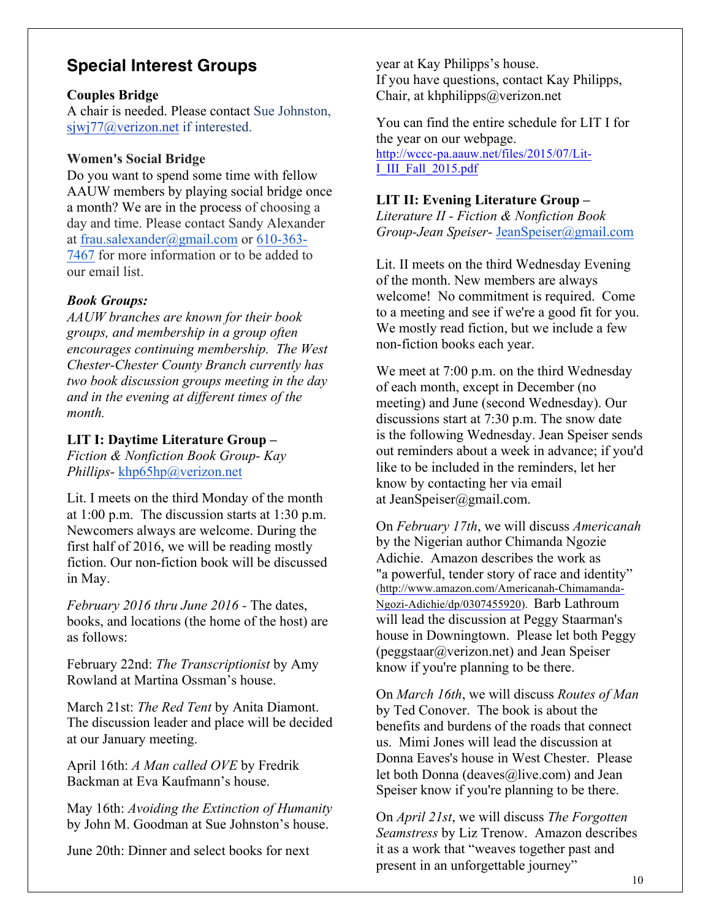## Special Interest Groups

**Couples Bridge**
A chair is needed. Please contact Sue Johnston, sjwj77@verizon.net if interested.

**Women's Social Bridge**
Do you want to spend some time with fellow AAUW members by playing social bridge once a month? We are in the process of choosing a day and time. Please contact Sandy Alexander at frau.salexander@gmail.com or 610-363-7467 for more information or to be added to our email list.

***Book Groups:***
*AAUW branches are known for their book groups, and membership in a group often encourages continuing membership. The West Chester-Chester County Branch currently has two book discussion groups meeting in the day and in the evening at different times of the month.*

**LIT I: Daytime Literature Group –**
*Fiction & Nonfiction Book Group- Kay Phillips-* khp65hp@verizon.net

Lit. I meets on the third Monday of the month at 1:00 p.m. The discussion starts at 1:30 p.m. Newcomers always are welcome. During the first half of 2016, we will be reading mostly fiction. Our non-fiction book will be discussed in May.

*February 2016 thru June 2016* - The dates, books, and locations (the home of the host) are as follows:

February 22nd: *The Transcriptionist* by Amy Rowland at Martina Ossman's house.

March 21st: *The Red Tent* by Anita Diamont. The discussion leader and place will be decided at our January meeting.

April 16th: *A Man called OVE* by Fredrik Backman at Eva Kaufmann's house.

May 16th: *Avoiding the Extinction of Humanity* by John M. Goodman at Sue Johnston's house.

June 20th: Dinner and select books for next year at Kay Philipps's house.
If you have questions, contact Kay Philipps, Chair, at khphilipps@verizon.net

You can find the entire schedule for LIT I for the year on our webpage.
http://wccc-pa.aauw.net/files/2015/07/Lit-I_III_Fall_2015.pdf

**LIT II: Evening Literature Group –**
*Literature II - Fiction & Nonfiction Book Group-Jean Speiser-* JeanSpeiser@gmail.com

Lit. II meets on the third Wednesday Evening of the month. New members are always welcome! No commitment is required. Come to a meeting and see if we're a good fit for you. We mostly read fiction, but we include a few non-fiction books each year.

We meet at 7:00 p.m. on the third Wednesday of each month, except in December (no meeting) and June (second Wednesday). Our discussions start at 7:30 p.m. The snow date is the following Wednesday. Jean Speiser sends out reminders about a week in advance; if you'd like to be included in the reminders, let her know by contacting her via email at JeanSpeiser@gmail.com.

On *February 17th*, we will discuss *Americanah* by the Nigerian author Chimanda Ngozie Adichie. Amazon describes the work as "a powerful, tender story of race and identity" (http://www.amazon.com/Americanah-Chimamanda-Ngozi-Adichie/dp/0307455920). Barb Lathroum will lead the discussion at Peggy Staarman's house in Downingtown. Please let both Peggy (peggstaar@verizon.net) and Jean Speiser know if you're planning to be there.

On *March 16th*, we will discuss *Routes of Man* by Ted Conover. The book is about the benefits and burdens of the roads that connect us. Mimi Jones will lead the discussion at Donna Eaves's house in West Chester. Please let both Donna (deaves@live.com) and Jean Speiser know if you're planning to be there.

On *April 21st*, we will discuss *The Forgotten Seamstress* by Liz Trenow. Amazon describes it as a work that "weaves together past and present in an unforgettable journey"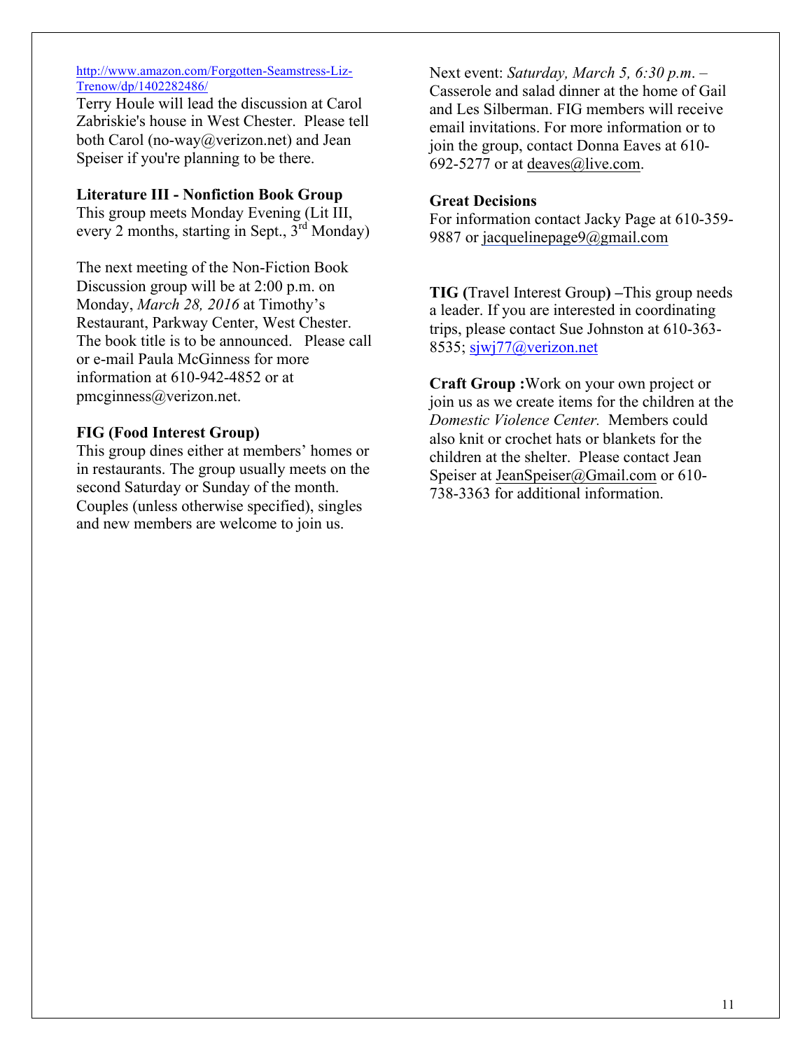http://www.amazon.com/Forgotten-Seamstress-Liz-Trenow/dp/1402282486/

Terry Houle will lead the discussion at Carol Zabriskie's house in West Chester. Please tell both Carol (no-way@verizon.net) and Jean Speiser if you're planning to be there.

**Literature III - Nonfiction Book Group**

This group meets Monday Evening (Lit III, every 2 months, starting in Sept., 3rd Monday)

The next meeting of the Non-Fiction Book Discussion group will be at 2:00 p.m. on Monday, *March 28, 2016* at Timothy's Restaurant, Parkway Center, West Chester. The book title is to be announced. Please call or e-mail Paula McGinness for more information at 610-942-4852 or at pmcginness@verizon.net.

**FIG (Food Interest Group)**

This group dines either at members' homes or in restaurants. The group usually meets on the second Saturday or Sunday of the month. Couples (unless otherwise specified), singles and new members are welcome to join us.

Next event: *Saturday, March 5, 6:30 p.m.* – Casserole and salad dinner at the home of Gail and Les Silberman. FIG members will receive email invitations. For more information or to join the group, contact Donna Eaves at 610-692-5277 or at deaves@live.com.

**Great Decisions**

For information contact Jacky Page at 610-359-9887 or jacquelinepage9@gmail.com

**TIG (**Travel Interest Group**) –**This group needs a leader. If you are interested in coordinating trips, please contact Sue Johnston at 610-363-8535; sjwj77@verizon.net

**Craft Group :**Work on your own project or join us as we create items for the children at the *Domestic Violence Center.* Members could also knit or crochet hats or blankets for the children at the shelter. Please contact Jean Speiser at JeanSpeiser@Gmail.com or 610-738-3363 for additional information.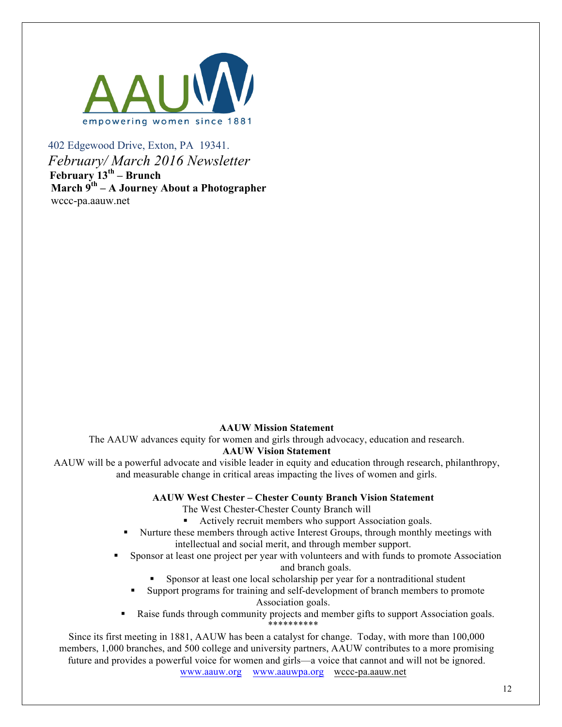AAUW

empowering women since 1881

402 Edgewood Drive, Exton, PA 19341.

*February/ March 2016 Newsletter*

**February 13th – Brunch**

**March 9th – A Journey About a Photographer**

wccc-pa.aauw.net

**AAUW Mission Statement**

The AAUW advances equity for women and girls through advocacy, education and research.

**AAUW Vision Statement**

AAUW will be a powerful advocate and visible leader in equity and education through research, philanthropy, and measurable change in critical areas impacting the lives of women and girls.

**AAUW West Chester – Chester County Branch Vision Statement**

The West Chester-Chester County Branch will

- Actively recruit members who support Association goals.
- Nurture these members through active Interest Groups, through monthly meetings with intellectual and social merit, and through member support.
- Sponsor at least one project per year with volunteers and with funds to promote Association and branch goals.
- Sponsor at least one local scholarship per year for a nontraditional student
- Support programs for training and self-development of branch members to promote Association goals.
- Raise funds through community projects and member gifts to support Association goals.

**********

Since its first meeting in 1881, AAUW has been a catalyst for change. Today, with more than 100,000 members, 1,000 branches, and 500 college and university partners, AAUW contributes to a more promising future and provides a powerful voice for women and girls—a voice that cannot and will not be ignored.

www.aauw.org www.aauwpa.org wccc-pa.aauw.net